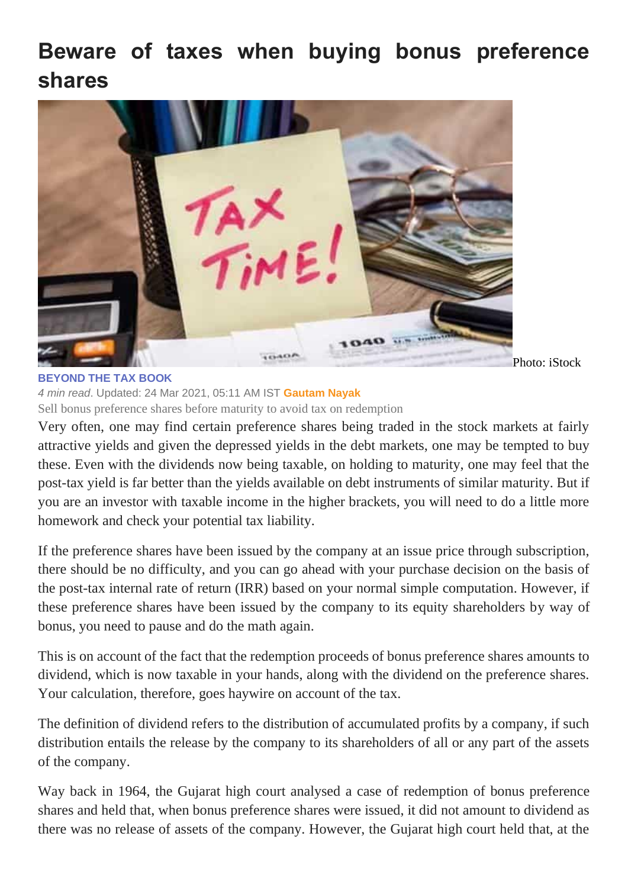# Beware of taxes when buying bonus preference shares

Photo: iStock

**BEYOND THE TAX BOOK**

*4 min read*. Updated: 24 Mar 2021, 05:11 AM IST **Gautam Nayak**

Sell bonus preference shares before maturity to avoid tax on redemption

Very often, one may find certain preference shares being traded in the stock markets at fairly attractive yields and given the depressed yields in the debt markets, one may be tempted to buy these. Even with the dividends now being taxable, on holding to maturity, one may feel that the post-tax yield is far better than the yields available on debt instruments of similar maturity. But if you are an investor with taxable income in the higher brackets, you will need to do a little more homework and check your potential tax liability.

If the preference shares have been issued by the company at an issue price through subscription, there should be no difficulty, and you can go ahead with your purchase decision on the basis of the post-tax internal rate of return (IRR) based on your normal simple computation. However, if these preference shares have been issued by the company to its equity shareholders by way of bonus, you need to pause and do the math again.

This is on account of the fact that the redemption proceeds of bonus preference shares amounts to dividend, which is now taxable in your hands, along with the dividend on the preference shares. Your calculation, therefore, goes haywire on account of the tax.

The definition of dividend refers to the distribution of accumulated profits by a company, if such distribution entails the release by the company to its shareholders of all or any part of the assets of the company.

Way back in 1964, the Gujarat high court analysed a case of redemption of bonus preference shares and held that, when bonus preference shares were issued, it did not amount to dividend as there was no release of assets of the company. However, the Gujarat high court held that, at the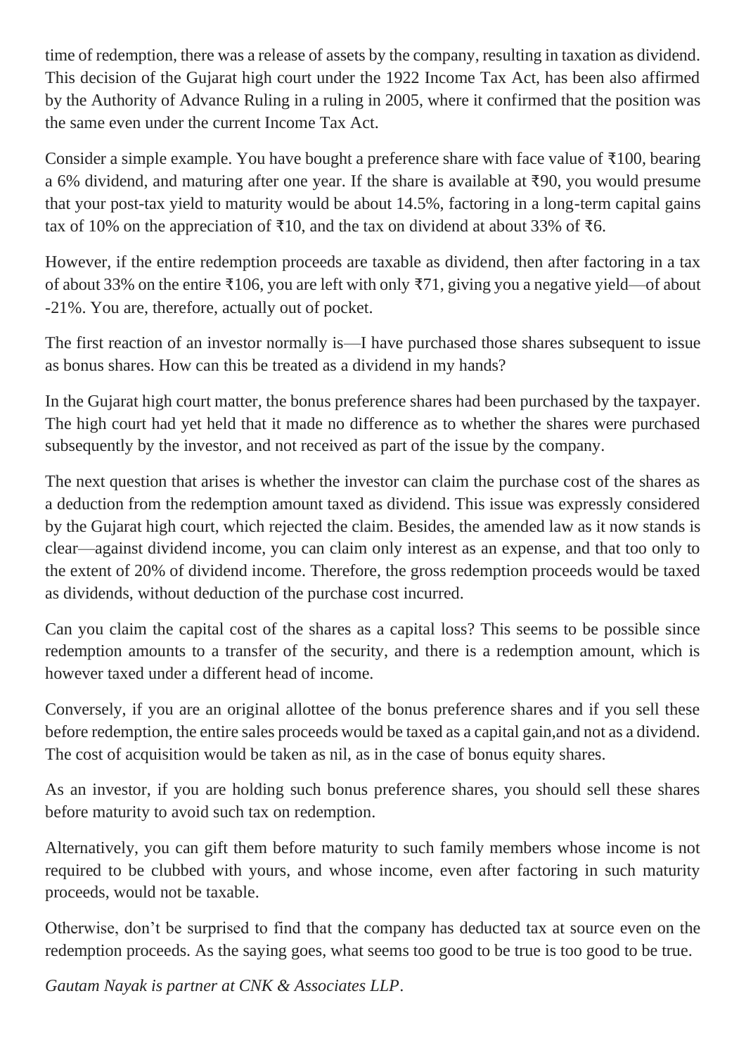time of redemption, there was a release of assets by the company, resulting in taxation as dividend. This decision of the Gujarat high court under the 1922 Income Tax Act, has been also affirmed by the Authority of Advance Ruling in a ruling in 2005, where it confirmed that the position was the same even under the current Income Tax Act.

Consider a simple example. You have bought a preference share with face value of ₹100, bearing a 6% dividend, and maturing after one year. If the share is available at ₹90, you would presume that your post-tax yield to maturity would be about 14.5%, factoring in a long-term capital gains tax of 10% on the appreciation of ₹10, and the tax on dividend at about 33% of ₹6.

However, if the entire redemption proceeds are taxable as dividend, then after factoring in a tax of about 33% on the entire ₹106, you are left with only ₹71, giving you a negative yield—of about -21%. You are, therefore, actually out of pocket.

The first reaction of an investor normally is—I have purchased those shares subsequent to issue as bonus shares. How can this be treated as a dividend in my hands?

In the Gujarat high court matter, the bonus preference shares had been purchased by the taxpayer. The high court had yet held that it made no difference as to whether the shares were purchased subsequently by the investor, and not received as part of the issue by the company.

The next question that arises is whether the investor can claim the purchase cost of the shares as a deduction from the redemption amount taxed as dividend. This issue was expressly considered by the Gujarat high court, which rejected the claim. Besides, the amended law as it now stands is clear—against dividend income, you can claim only interest as an expense, and that too only to the extent of 20% of dividend income. Therefore, the gross redemption proceeds would be taxed as dividends, without deduction of the purchase cost incurred.

Can you claim the capital cost of the shares as a capital loss? This seems to be possible since redemption amounts to a transfer of the security, and there is a redemption amount, which is however taxed under a different head of income.

Conversely, if you are an original allottee of the bonus preference shares and if you sell these before redemption, the entire sales proceeds would be taxed as a capital gain,and not as a dividend. The cost of acquisition would be taken as nil, as in the case of bonus equity shares.

As an investor, if you are holding such bonus preference shares, you should sell these shares before maturity to avoid such tax on redemption.

Alternatively, you can gift them before maturity to such family members whose income is not required to be clubbed with yours, and whose income, even after factoring in such maturity proceeds, would not be taxable.

Otherwise, don't be surprised to find that the company has deducted tax at source even on the redemption proceeds. As the saying goes, what seems too good to be true is too good to be true.

*Gautam Nayak is partner at CNK & Associates LLP*.